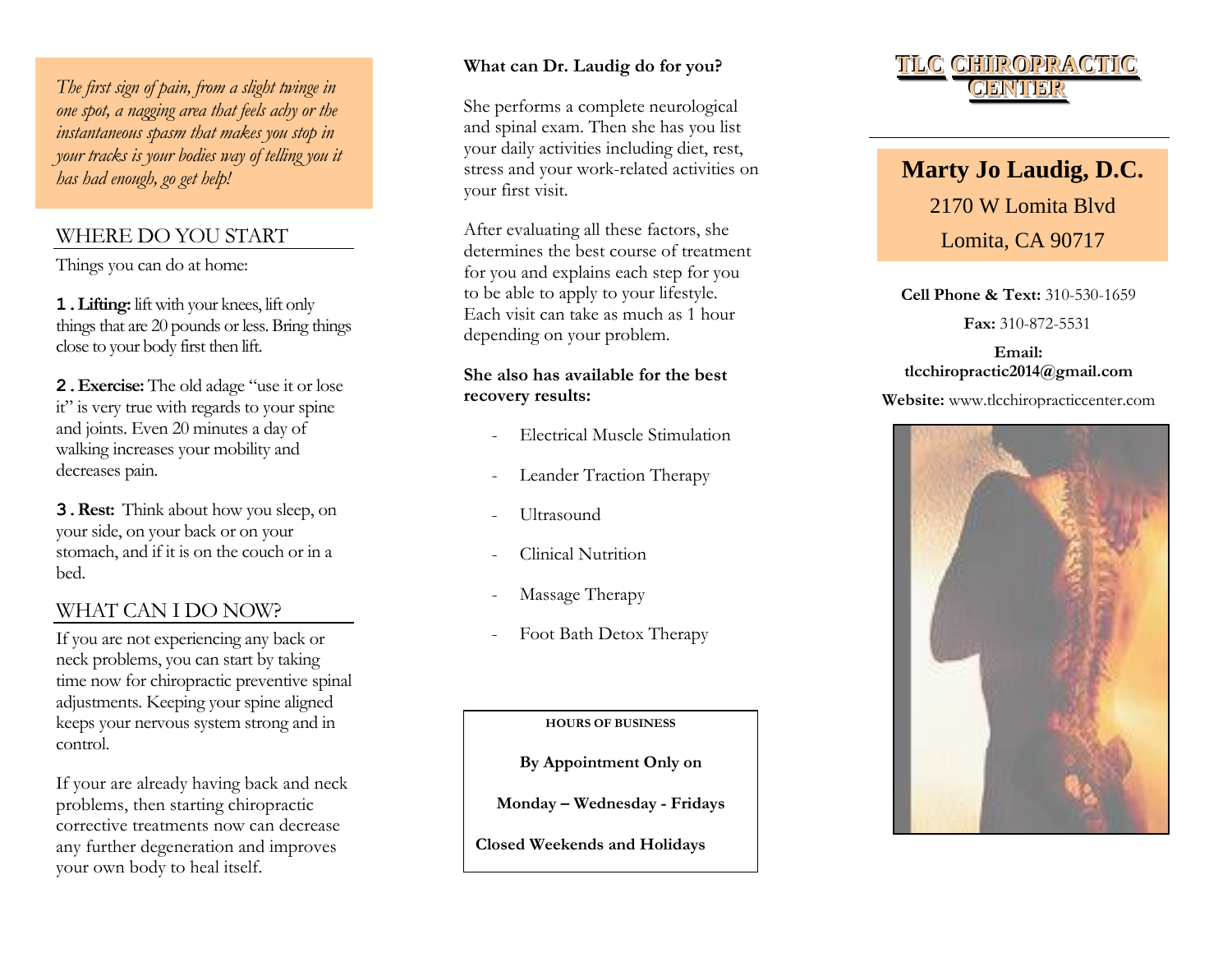*The first sign of pain, from a slight twinge in one spot, a nagging area that feels achy or the instantaneous spasm that makes you stop in your tracks is your bodies way of telling you it has had enough, go get help!*

## WHERE DO YOU START

Things you can do at home:

**1. Lifting:** lift with your knees, lift only things that are 20 pounds or less. Bring things close to your body first then lift.

**2. Exercise:** The old adage "use it or lose it" is very true with regards to your spine and joints. Even 20 minutes a day of walking increases your mobility and decreases pain.

**3. Rest:** Think about how you sleep, on your side, on your back or on your stomach, and if it is on the couch or in a bed.

## WHAT CAN I DO NOW?

If you are not experiencing any back or neck problems, you can start by taking time now for chiropractic preventive spinal adjustments. Keeping your spine aligned keeps your nervous system strong and in control.

If your are already having back and neck problems, then starting chiropractic corrective treatments now can decrease any further degeneration and improves your own body to heal itself.

**What can Dr. Laudig do for you?**

She performs a complete neurological and spinal exam. Then she has you list your daily activities including diet, rest, stress and your work-related activities on your first visit.

After evaluating all these factors, she determines the best course of treatment for you and explains each step for you to be able to apply to your lifestyle. Each visit can take as much as 1 hour depending on your problem.

**She also has available for the best recovery results:**

- Electrical Muscle Stimulation
- Leander Traction Therapy
- Ultrasound
- Clinical Nutrition
- Massage Therapy
- Foot Bath Detox Therapy

**HOURS OF BUSINESS**

**By Appointment Only on**

**Monday – Wednesday - Fridays**

**Closed Weekends and Holidays**

# TLC CHIROPRACTIC CENTER

**Marty Jo Laudig, D.C.**

2170 W Lomita Blvd

Lomita, CA 90717

**Cell Phone & Text:** 310-530-1659

**Fax:** 310-872-5531

**Email:** **tlcchiropractic2014@gmail.com**

**Website:** www.tlcchiropracticcenter.com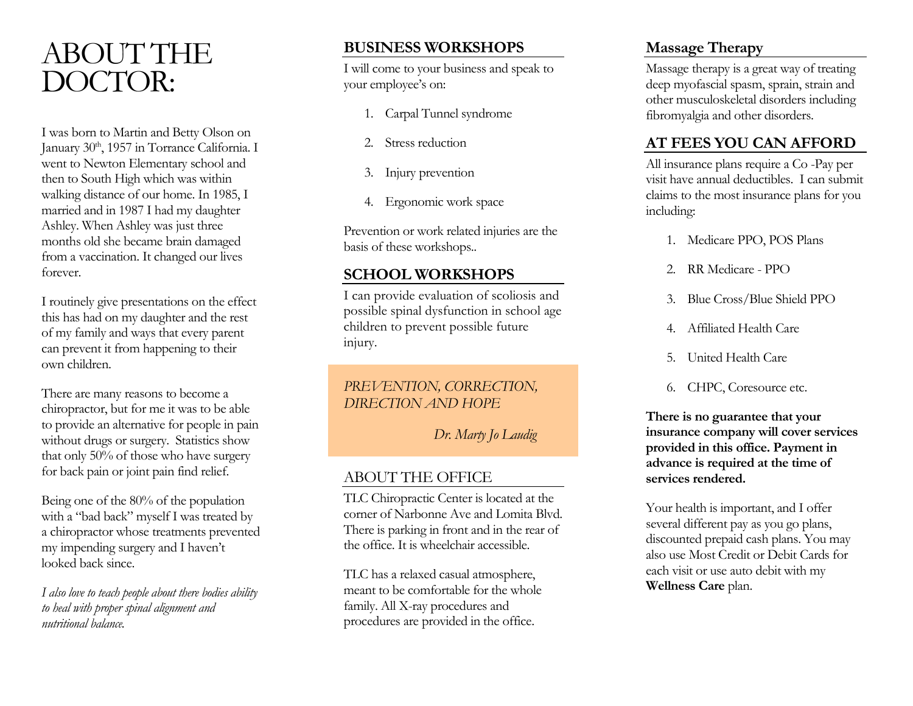# ABOUT THE DOCTOR:

I was born to Martin and Betty Olson on January 30th, 1957 in Torrance California. I went to Newton Elementary school and then to South High which was within walking distance of our home. In 1985, I married and in 1987 I had my daughter Ashley. When Ashley was just three months old she became brain damaged from a vaccination. It changed our lives forever.

I routinely give presentations on the effect this has had on my daughter and the rest of my family and ways that every parent can prevent it from happening to their own children.

There are many reasons to become a chiropractor, but for me it was to be able to provide an alternative for people in pain without drugs or surgery. Statistics show that only 50% of those who have surgery for back pain or joint pain find relief.

Being one of the 80% of the population with a "bad back" myself I was treated by a chiropractor whose treatments prevented my impending surgery and I haven't looked back since.

*I also love to teach people about there bodies ability to heal with proper spinal alignment and nutritional balance.*

## BUSINESS WORKSHOPS

I will come to your business and speak to your employee's on:

1. Carpal Tunnel syndrome
2. Stress reduction
3. Injury prevention
4. Ergonomic work space

Prevention or work related injuries are the basis of these workshops..

## SCHOOL WORKSHOPS

I can provide evaluation of scoliosis and possible spinal dysfunction in school age children to prevent possible future injury.

*PREVENTION, CORRECTION, DIRECTION AND HOPE*

*Dr. Marty Jo Laudig*

## ABOUT THE OFFICE

TLC Chiropractic Center is located at the corner of Narbonne Ave and Lomita Blvd. There is parking in front and in the rear of the office. It is wheelchair accessible.

TLC has a relaxed casual atmosphere, meant to be comfortable for the whole family. All X-ray procedures and procedures are provided in the office.

## Massage Therapy

Massage therapy is a great way of treating deep myofascial spasm, sprain, strain and other musculoskeletal disorders including fibromyalgia and other disorders.

## AT FEES YOU CAN AFFORD

All insurance plans require a Co -Pay per visit have annual deductibles. I can submit claims to the most insurance plans for you including:

1. Medicare PPO, POS Plans
2. RR Medicare - PPO
3. Blue Cross/Blue Shield PPO
4. Affiliated Health Care
5. United Health Care
6. CHPC, Coresource etc.

**There is no guarantee that your insurance company will cover services provided in this office. Payment in advance is required at the time of services rendered.**

Your health is important, and I offer several different pay as you go plans, discounted prepaid cash plans. You may also use Most Credit or Debit Cards for each visit or use auto debit with my **Wellness Care** plan.